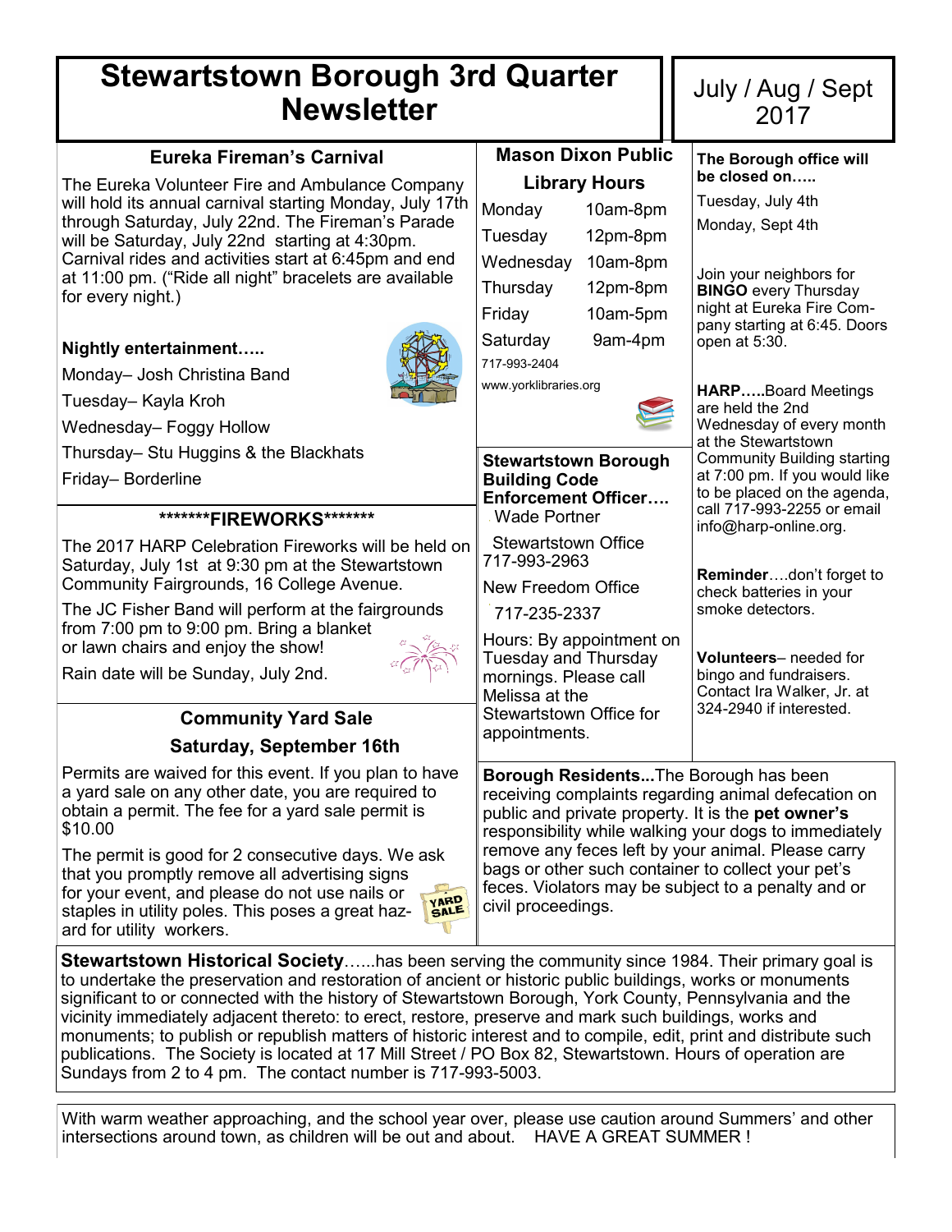# Stewartstown Borough 3rd Quarter Newsletter

July / Aug / Sept 2017

## Eureka Fireman's Carnival

The Eureka Volunteer Fire and Ambulance Company will hold its annual carnival starting Monday, July 17th through Saturday, July 22nd. The Fireman's Parade will be Saturday, July 22nd starting at 4:30pm. Carnival rides and activities start at 6:45pm and end at 11:00 pm. ("Ride all night" bracelets are available for every night.)

**Nightly entertainment…..**

Monday– Josh Christina Band

Tuesday– Kayla Kroh

Wednesday– Foggy Hollow

Thursday– Stu Huggins & the Blackhats

Friday– Borderline

## *******FIREWORKS*******

The 2017 HARP Celebration Fireworks will be held on Saturday, July 1st at 9:30 pm at the Stewartstown Community Fairgrounds, 16 College Avenue.

The JC Fisher Band will perform at the fairgrounds from 7:00 pm to 9:00 pm. Bring a blanket or lawn chairs and enjoy the show!

Rain date will be Sunday, July 2nd.

## Community Yard Sale

### Saturday, September 16th

Permits are waived for this event. If you plan to have a yard sale on any other date, you are required to obtain a permit. The fee for a yard sale permit is $10.00

The permit is good for 2 consecutive days. We ask that you promptly remove all advertising signs for your event, and please do not use nails or staples in utility poles. This poses a great hazard for utility workers.

## Mason Dixon Public Library Hours

| Day | Hours |
|---|---|
| Monday | 10am-8pm |
| Tuesday | 12pm-8pm |
| Wednesday | 10am-8pm |
| Thursday | 12pm-8pm |
| Friday | 10am-5pm |
| Saturday | 9am-4pm |

717-993-2404

www.yorklibraries.org

**Stewartstown Borough Building Code Enforcement Officer….**

Wade Portner

Stewartstown Office 717-993-2963

New Freedom Office 717-235-2337

Hours: By appointment on Tuesday and Thursday mornings. Please call Melissa at the Stewartstown Office for appointments.

**The Borough office will be closed on…..**

Tuesday, July 4th

Monday, Sept 4th

Join your neighbors for **BINGO** every Thursday night at Eureka Fire Company starting at 6:45. Doors open at 5:30.

**HARP…..**Board Meetings are held the 2nd Wednesday of every month at the Stewartstown Community Building starting at 7:00 pm. If you would like to be placed on the agenda, call 717-993-2255 or email info@harp-online.org.

**Reminder**….don't forget to check batteries in your smoke detectors.

**Volunteers**– needed for bingo and fundraisers. Contact Ira Walker, Jr. at 324-2940 if interested.

**Borough Residents...**The Borough has been receiving complaints regarding animal defecation on public and private property. It is the **pet owner's** responsibility while walking your dogs to immediately remove any feces left by your animal. Please carry bags or other such container to collect your pet's feces. Violators may be subject to a penalty and or civil proceedings.

**Stewartstown Historical Society**……has been serving the community since 1984. Their primary goal is to undertake the preservation and restoration of ancient or historic public buildings, works or monuments significant to or connected with the history of Stewartstown Borough, York County, Pennsylvania and the vicinity immediately adjacent thereto: to erect, restore, preserve and mark such buildings, works and monuments; to publish or republish matters of historic interest and to compile, edit, print and distribute such publications. The Society is located at 17 Mill Street / PO Box 82, Stewartstown. Hours of operation are Sundays from 2 to 4 pm. The contact number is 717-993-5003.

With warm weather approaching, and the school year over, please use caution around Summers' and other intersections around town, as children will be out and about. HAVE A GREAT SUMMER !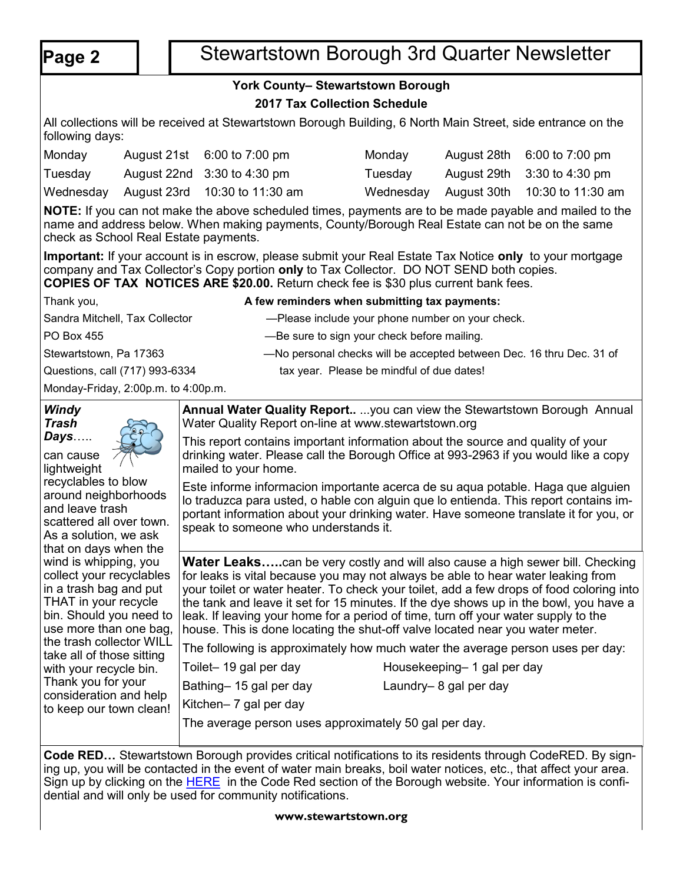# Stewartstown Borough 3rd Quarter Newsletter

## York County– Stewartstown Borough

### 2017 Tax Collection Schedule

All collections will be received at Stewartstown Borough Building, 6 North Main Street, side entrance on the following days:

| | | | | | |
|---|---|---|---|---|---|
| Monday | August 21st | 6:00 to 7:00 pm | Monday | August 28th | 6:00 to 7:00 pm |
| Tuesday | August 22nd | 3:30 to 4:30 pm | Tuesday | August 29th | 3:30 to 4:30 pm |
| Wednesday | August 23rd | 10:30 to 11:30 am | Wednesday | August 30th | 10:30 to 11:30 am |

**NOTE:** If you can not make the above scheduled times, payments are to be made payable and mailed to the name and address below. When making payments, County/Borough Real Estate can not be on the same check as School Real Estate payments.

**Important:** If your account is in escrow, please submit your Real Estate Tax Notice **only** to your mortgage company and Tax Collector's Copy portion **only** to Tax Collector. DO NOT SEND both copies.
**COPIES OF TAX NOTICES ARE $20.00.** Return check fee is $30 plus current bank fees.

Thank you,
Sandra Mitchell, Tax Collector
PO Box 455
Stewartstown, Pa 17363
Questions, call (717) 993-6334
Monday-Friday, 2:00p.m. to 4:00p.m.

**A few reminders when submitting tax payments:**

—Please include your phone number on your check.
—Be sure to sign your check before mailing.
—No personal checks will be accepted between Dec. 16 thru Dec. 31 of tax year. Please be mindful of due dates!

***Windy Trash Days*****…..** can cause lightweight recyclables to blow around neighborhoods and leave trash scattered all over town. As a solution, we ask that on days when the wind is whipping, you collect your recyclables in a trash bag and put THAT in your recycle bin. Should you need to use more than one bag, the trash collector WILL take all of those sitting with your recycle bin. Thank you for your consideration and help to keep our town clean!

**Annual Water Quality Report..** ...you can view the Stewartstown Borough Annual Water Quality Report on-line at www.stewartstown.org

This report contains important information about the source and quality of your drinking water. Please call the Borough Office at 993-2963 if you would like a copy mailed to your home.

Este informe informacion importante acerca de su aqua potable. Haga que alguien lo traduzca para usted, o hable con alguin que lo entienda. This report contains important information about your drinking water. Have someone translate it for you, or speak to someone who understands it.

**Water Leaks…..**can be very costly and will also cause a high sewer bill. Checking for leaks is vital because you may not always be able to hear water leaking from your toilet or water heater. To check your toilet, add a few drops of food coloring into the tank and leave it set for 15 minutes. If the dye shows up in the bowl, you have a leak. If leaving your home for a period of time, turn off your water supply to the house. This is done locating the shut-off valve located near you water meter.

The following is approximately how much water the average person uses per day:

| | |
|---|---|
| Toilet– 19 gal per day | Housekeeping– 1 gal per day |
| Bathing– 15 gal per day | Laundry– 8 gal per day |
| Kitchen– 7 gal per day | |

The average person uses approximately 50 gal per day.

**Code RED…** Stewartstown Borough provides critical notifications to its residents through CodeRED. By signing up, you will be contacted in the event of water main breaks, boil water notices, etc., that affect your area. Sign up by clicking on the HERE in the Code Red section of the Borough website. Your information is confidential and will only be used for community notifications.

**www.stewartstown.org**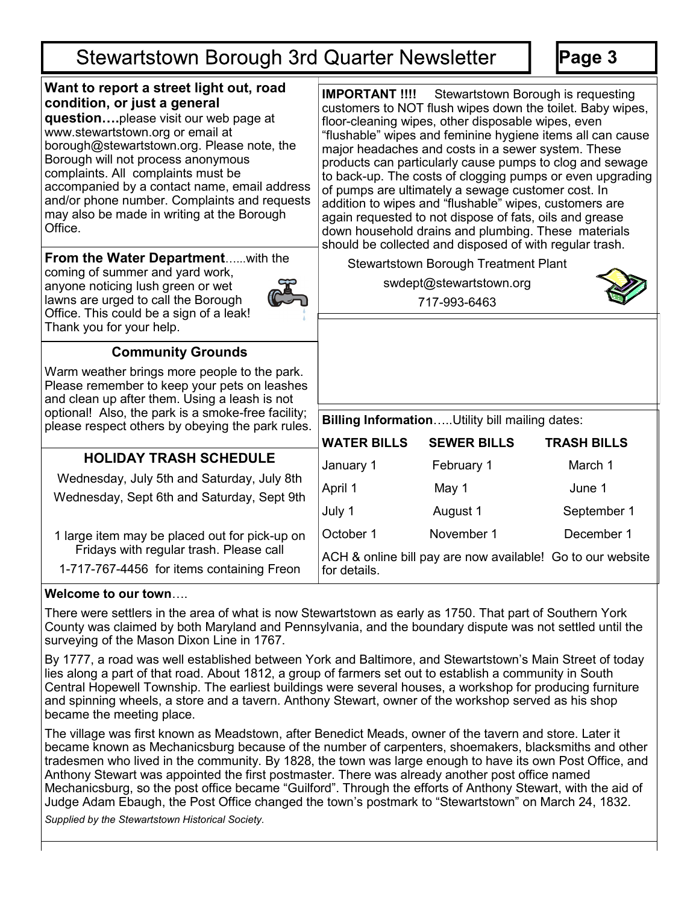# Stewartstown Borough 3rd Quarter Newsletter

**Want to report a street light out, road condition, or just a general question….**please visit our web page at www.stewartstown.org or email at borough@stewartstown.org. Please note, the Borough will not process anonymous complaints. All complaints must be accompanied by a contact name, email address and/or phone number. Complaints and requests may also be made in writing at the Borough Office.

**From the Water Department**......with the coming of summer and yard work, anyone noticing lush green or wet lawns are urged to call the Borough Office. This could be a sign of a leak! Thank you for your help.

### Community Grounds

Warm weather brings more people to the park. Please remember to keep your pets on leashes and clean up after them. Using a leash is not optional! Also, the park is a smoke-free facility; please respect others by obeying the park rules.

### HOLIDAY TRASH SCHEDULE

Wednesday, July 5th and Saturday, July 8th

Wednesday, Sept 6th and Saturday, Sept 9th

1 large item may be placed out for pick-up on Fridays with regular trash. Please call 1-717-767-4456 for items containing Freon

**IMPORTANT !!!!** Stewartstown Borough is requesting customers to NOT flush wipes down the toilet. Baby wipes, floor-cleaning wipes, other disposable wipes, even "flushable" wipes and feminine hygiene items all can cause major headaches and costs in a sewer system. These products can particularly cause pumps to clog and sewage to back-up. The costs of clogging pumps or even upgrading of pumps are ultimately a sewage customer cost. In addition to wipes and "flushable" wipes, customers are again requested to not dispose of fats, oils and grease down household drains and plumbing. These materials should be collected and disposed of with regular trash.

Stewartstown Borough Treatment Plant
swdept@stewartstown.org
717-993-6463

**Billing Information**…..Utility bill mailing dates:

| WATER BILLS | SEWER BILLS | TRASH BILLS |
|---|---|---|
| January 1 | February 1 | March 1 |
| April 1 | May 1 | June 1 |
| July 1 | August 1 | September 1 |
| October 1 | November 1 | December 1 |

ACH & online bill pay are now available! Go to our website for details.

**Welcome to our town**….

There were settlers in the area of what is now Stewartstown as early as 1750. That part of Southern York County was claimed by both Maryland and Pennsylvania, and the boundary dispute was not settled until the surveying of the Mason Dixon Line in 1767.

By 1777, a road was well established between York and Baltimore, and Stewartstown's Main Street of today lies along a part of that road. About 1812, a group of farmers set out to establish a community in South Central Hopewell Township. The earliest buildings were several houses, a workshop for producing furniture and spinning wheels, a store and a tavern. Anthony Stewart, owner of the workshop served as his shop became the meeting place.

The village was first known as Meadstown, after Benedict Meads, owner of the tavern and store. Later it became known as Mechanicsburg because of the number of carpenters, shoemakers, blacksmiths and other tradesmen who lived in the community. By 1828, the town was large enough to have its own Post Office, and Anthony Stewart was appointed the first postmaster. There was already another post office named Mechanicsburg, so the post office became "Guilford". Through the efforts of Anthony Stewart, with the aid of Judge Adam Ebaugh, the Post Office changed the town's postmark to "Stewartstown" on March 24, 1832.

*Supplied by the Stewartstown Historical Society.*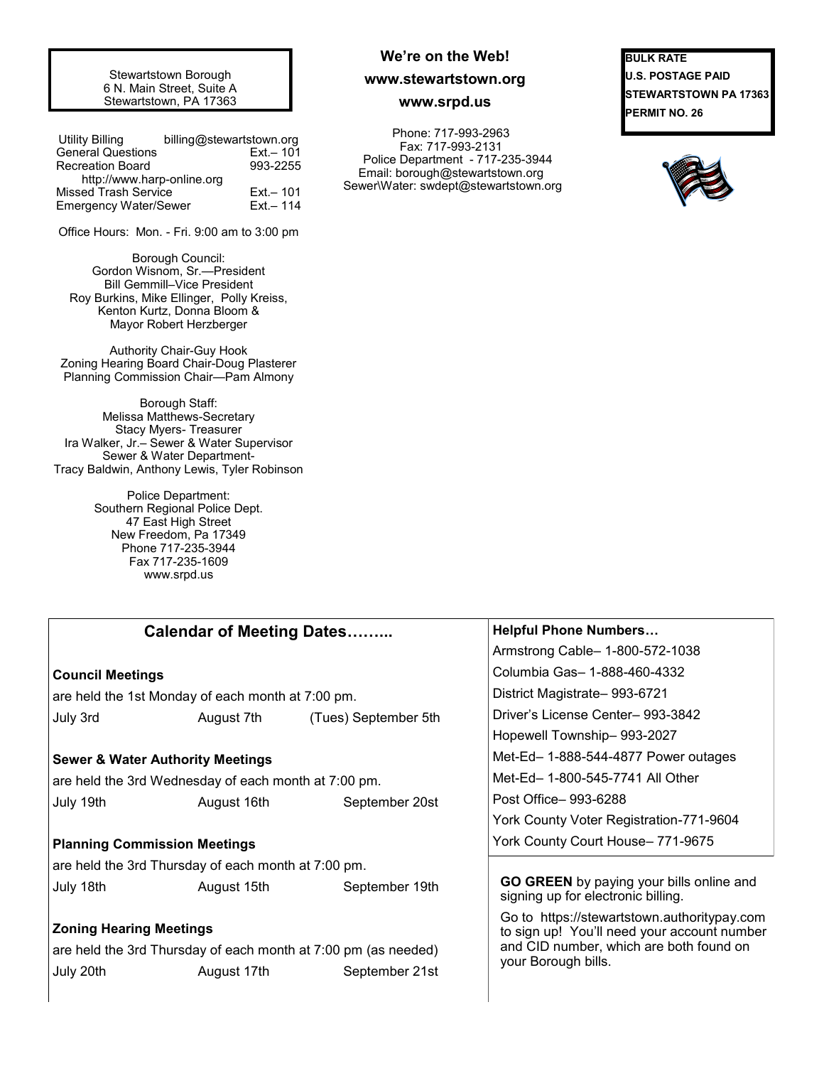Stewartstown Borough
6 N. Main Street, Suite A
Stewartstown, PA 17363

| | |
|---|---|
| Utility Billing | billing@stewartstown.org |
| General Questions | Ext.– 101 |
| Recreation Board | 993-2255 |
| http://www.harp-online.org | |
| Missed Trash Service | Ext.– 101 |
| Emergency Water/Sewer | Ext.– 114 |

Office Hours: Mon. - Fri. 9:00 am to 3:00 pm

Borough Council:
Gordon Wisnom, Sr.—President
Bill Gemmill–Vice President
Roy Burkins, Mike Ellinger, Polly Kreiss,
Kenton Kurtz, Donna Bloom &
Mayor Robert Herzberger

Authority Chair-Guy Hook
Zoning Hearing Board Chair-Doug Plasterer
Planning Commission Chair—Pam Almony

Borough Staff:
Melissa Matthews-Secretary
Stacy Myers- Treasurer
Ira Walker, Jr.– Sewer & Water Supervisor
Sewer & Water Department-
Tracy Baldwin, Anthony Lewis, Tyler Robinson

Police Department:
Southern Regional Police Dept.
47 East High Street
New Freedom, Pa 17349
Phone 717-235-3944
Fax 717-235-1609
www.srpd.us

**We're on the Web!**

**www.stewartstown.org**

**www.srpd.us**

Phone: 717-993-2963
Fax: 717-993-2131
Police Department - 717-235-3944
Email: borough@stewartstown.org
Sewer\Water: swdept@stewartstown.org

**BULK RATE**
**U.S. POSTAGE PAID**
**STEWARTSTOWN PA 17363**
**PERMIT NO. 26**

## Calendar of Meeting Dates……...

**Council Meetings**

are held the 1st Monday of each month at 7:00 pm.

| | | |
|---|---|---|
| July 3rd | August 7th | (Tues) September 5th |

**Sewer & Water Authority Meetings**

are held the 3rd Wednesday of each month at 7:00 pm.

| | | |
|---|---|---|
| July 19th | August 16th | September 20st |

**Planning Commission Meetings**

are held the 3rd Thursday of each month at 7:00 pm.

| | | |
|---|---|---|
| July 18th | August 15th | September 19th |

**Zoning Hearing Meetings**

are held the 3rd Thursday of each month at 7:00 pm (as needed)

| | | |
|---|---|---|
| July 20th | August 17th | September 21st |

**Helpful Phone Numbers…**

Armstrong Cable– 1-800-572-1038
Columbia Gas– 1-888-460-4332
District Magistrate– 993-6721
Driver's License Center– 993-3842
Hopewell Township– 993-2027
Met-Ed– 1-888-544-4877 Power outages
Met-Ed– 1-800-545-7741 All Other
Post Office– 993-6288
York County Voter Registration-771-9604
York County Court House– 771-9675

**GO GREEN** by paying your bills online and signing up for electronic billing.

Go to https://stewartstown.authoritypay.com to sign up! You'll need your account number and CID number, which are both found on your Borough bills.